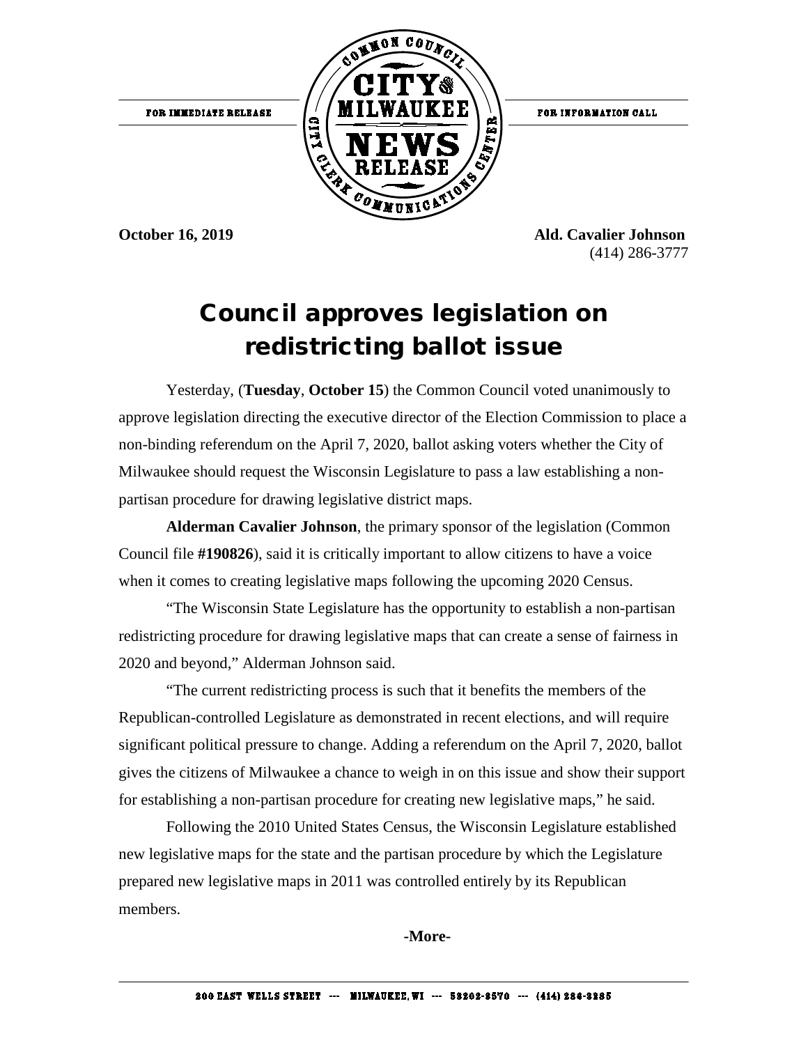FOR IMMEDIATE RELEASE

COMMON COUNCIL CITY OF MILWAUKEE NEWS RELEASE CITY CLERK COMMUNICATIONS CENTER

FOR INFORMATION CALL

**October 16, 2019**

**Ald. Cavalier Johnson**
(414) 286-3777

# Council approves legislation on redistricting ballot issue

Yesterday, (**Tuesday**, **October 15**) the Common Council voted unanimously to approve legislation directing the executive director of the Election Commission to place a non-binding referendum on the April 7, 2020, ballot asking voters whether the City of Milwaukee should request the Wisconsin Legislature to pass a law establishing a non-partisan procedure for drawing legislative district maps.

**Alderman Cavalier Johnson**, the primary sponsor of the legislation (Common Council file **#190826**), said it is critically important to allow citizens to have a voice when it comes to creating legislative maps following the upcoming 2020 Census.

"The Wisconsin State Legislature has the opportunity to establish a non-partisan redistricting procedure for drawing legislative maps that can create a sense of fairness in 2020 and beyond," Alderman Johnson said.

"The current redistricting process is such that it benefits the members of the Republican-controlled Legislature as demonstrated in recent elections, and will require significant political pressure to change. Adding a referendum on the April 7, 2020, ballot gives the citizens of Milwaukee a chance to weigh in on this issue and show their support for establishing a non-partisan procedure for creating new legislative maps," he said.

Following the 2010 United States Census, the Wisconsin Legislature established new legislative maps for the state and the partisan procedure by which the Legislature prepared new legislative maps in 2011 was controlled entirely by its Republican members.

**-More-**

200 EAST WELLS STREET --- MILWAUKEE, WI --- 53202-3570 --- (414) 286-2285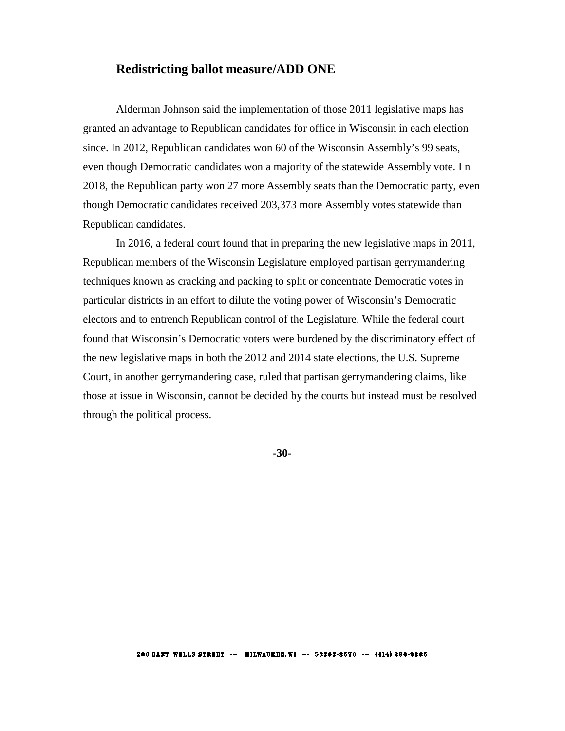## Redistricting ballot measure/ADD ONE

Alderman Johnson said the implementation of those 2011 legislative maps has granted an advantage to Republican candidates for office in Wisconsin in each election since. In 2012, Republican candidates won 60 of the Wisconsin Assembly's 99 seats, even though Democratic candidates won a majority of the statewide Assembly vote. I n 2018, the Republican party won 27 more Assembly seats than the Democratic party, even though Democratic candidates received 203,373 more Assembly votes statewide than Republican candidates.

In 2016, a federal court found that in preparing the new legislative maps in 2011, Republican members of the Wisconsin Legislature employed partisan gerrymandering techniques known as cracking and packing to split or concentrate Democratic votes in particular districts in an effort to dilute the voting power of Wisconsin's Democratic electors and to entrench Republican control of the Legislature. While the federal court found that Wisconsin's Democratic voters were burdened by the discriminatory effect of the new legislative maps in both the 2012 and 2014 state elections, the U.S. Supreme Court, in another gerrymandering case, ruled that partisan gerrymandering claims, like those at issue in Wisconsin, cannot be decided by the courts but instead must be resolved through the political process.

**-30-**

200 EAST WELLS STREET --- MILWAUKEE, WI --- 53202-3570 --- (414) 286-2285